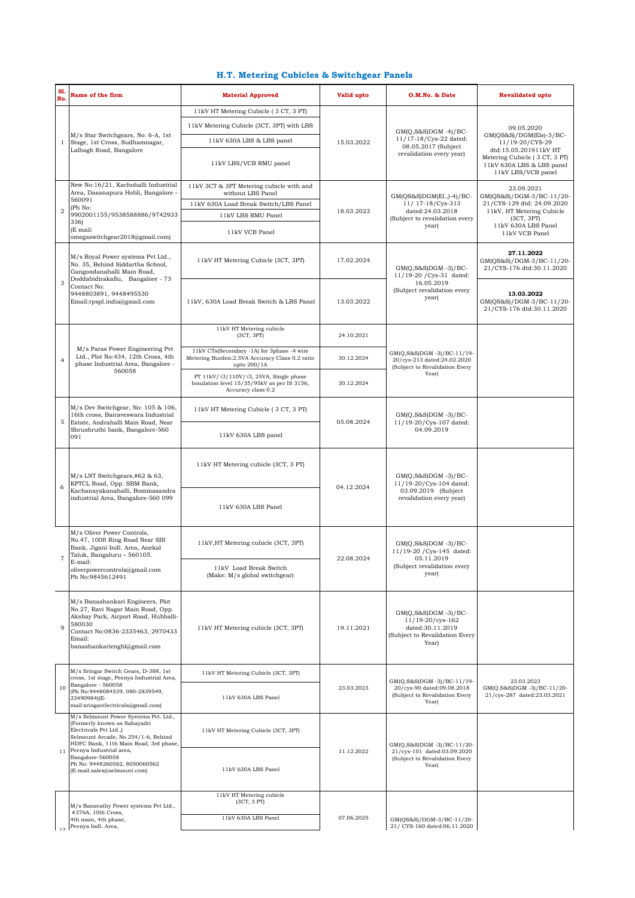# H.T. Metering Cubicles & Switchgear Panels

| Sl. No. | Name of the firm | Material Approved | Valid upto | O.M.No. & Date | Revalidated upto |
|---|---|---|---|---|---|
| 1 | M/s Star Switchgears, No: 6-A, 1st Stage, 1st Cross, Sudhamnagar, Lalbagh Road, Bangalore | 11kV HT Metering Cubicle ( 3 CT, 3 PT) | 15.03.2022 | GM(Q,S&S)DGM -4)/BC-11/17-18/Cys-22 dated: 08.05.2017 (Subject revalidation every year) | 09.05.2020 GM(QS&S)/DGM(Ele)-3/BC-11/19-20/CYS-29 dtd:15.05.201911kV HT Metering Cubicle ( 3 CT, 3 PT) 11kV 630A LBS & LBS panel 11kV LBS/VCB panel |
| | | 11kV Metering Cubicle (3CT, 3PT) with LBS | | | |
| | | 11kV 630A LBS & LBS panel | | | |
| | | 11kV LBS/VCB RMU panel | | | |
| 2 | New No:16/21, Kachohalli Industrial Area, Dasanapura Hobli, Bangalore – 560091 (Ph No: 9902001155/9538588886/9742933336) (E mail: omegaswitchgear2018@gmail.com) | 11kV 3CT & 3PT Metering cubicle with and without LBS Panel | 18.03.2023 | GM(QS&S)DGM(El.,)-4)/BC-11/ 17-18/Cys-313 dated:24.03.2018 (Subject to revalidation every year) | 23.09.2021 GM(QS&S)/DGM-3/BC-11/20-21/CYS-129 dtd: 24.09.2020 11kV, HT Metering Cubicle (3CT, 3PT) 11kV 630A LBS Panel 11kV VCB Panel |
| | | 11kV 630A Load Break Switch/LBS Panel | | | |
| | | 11kV LBS RMU Panel | | | |
| | | 11kV VCB Panel | | | |
| 3 | M/s Royal Power systems Pvt Ltd., No. 35, Behind Siddartha School, Gangondanahalli Main Road, Doddabidirakallu, Bangalore - 73 Contact No: 9448803891, 9448495530 Email:rpspl.india@gmail.com | 11kV HT Metering Cubicle (3CT, 3PT) | 17.02.2024 | GM(Q,S&S)DGM -3)/BC-11/19-20 /Cys-31 dated: 16.05.2019 (Subject revalidation every year) | **27.11.2022** GM(QS&S)/DGM-3/BC-11/20-21/CYS-176 dtd:30.11.2020 |
| | | 11kV, 630A Load Break Switch & LBS Panel | 13.03.2022 | | **13.03.2022** GM(QS&S)/DGM-3/BC-11/20-21/CYS-176 dtd:30.11.2020 |
| 4 | M/s Paras Power Engineering Pvt Ltd., Plot No:434, 12th Cross, 4th phase Industrial Area, Bangalore - 560058 | 11kV HT Metering cubicle (3CT, 3PT) | 24.10.2021 | GM(Q,S&S)DGM -3)/BC-11/19-20/cys-213 dated:24.02.2020 (Subject to Revalidation Every Year) | |
| | | 11kV CTs(Secondary -1A) for 3phase -4 wire Metering Burden:2.5VA Accuracy Class 0.2 ratio upto 200/1A | 30.12.2024 | | |
| | | PT 11kV/√3/110V/√3, 25VA, Single phase Insulation level 15/35/95kV as per IS 3156, Accuracy class 0.2 | 30.12.2024 | | |
| 5 | M/s Dev Switchgear, No: 105 & 106, 16th cross, Bairaveswara Industrial Estate, Andrahalli Main Road, Near Shrushruthi bank, Bangalore-560 091 | 11kV HT Metering Cubicle ( 3 CT, 3 PT) | 05.08.2024 | GM(Q,S&S)DGM -3)/BC-11/19-20/Cys-107 dated: 04.09.2019 | |
| | | 11kV 630A LBS panel | | | |
| 6 | M/s LNT Switchgears,#62 & 63, KPTCL Road, Opp. SBM Bank, Kachanayakanahalli, Bommasandra industrial Area, Bangalore-560 099 | 11kV HT Metering cubicle (3CT, 3 PT) | 04.12.2024 | GM(Q,S&S)DGM -3)/BC-11/19-20/Cys-104 dated: 03.09.2019 (Subject revalidation every year) | |
| | | 11kV 630A LBS Panel | | | |
| 7 | M/s Oliver Power Controls, No.47, 100ft Ring Road Near SBI Bank, Jigani Indl. Area, Anekal Taluk, Bangaluru – 560105. E-mail: oliverpowercontrols@gmail.com Ph No:9845612491 | 11kV,HT Metering cubicle (3CT, 3PT) | 22.08.2024 | GM(Q,S&S)DGM -3)/BC-11/19-20 /Cys-145 dated: 05.11.2019 (Subject revalidation every year) | |
| | | 11kV Load Break Switch (Make: M/s global switchgear) | | | |
| 9 | M/s Banashankari Engineers, Plot No.27, Ravi Nagar Main Road, Opp. Akshay Park, Airport Road, Hubballi-580030 Contact No:0836-2335463, 2970433 Email: banashankarienghl@gmail.com | 11kV HT Metering cubicle (3CT, 3PT) | 19.11.2021 | GM(Q,S&S)DGM -3)/BC-11/19-20/cys-162 dated:30.11.2019 (Subject to Revalidation Every Year) | |
| 10 | M/s Sringar Switch Gears, D-388, 1st cross, 1st stage, Peenya Industrial Area, Bangalore - 560058 (Ph No:9448084539, 080-2839549, 23490984)(E-mail:sringarelectricals@gmail.com) | 11kV HT Metering Cubicle (3CT, 3PT) | 23.03.2023 | GM(Q,S&S)DGM -3)/BC-11/19-20/cys-90 dated:09.08.2018 (Subject to Revalidation Every Year) | 23.03.2023 GM(Q,S&S)DGM -3)/BC-11/20-21/cys-287 dated:23.03.2021 |
| | | 11kV 630A LBS Panel | | | |
| 11 | M/s Selmount Power Systems Pvt. Ltd., (Formerly known as Sahayadri Electricals Pvt Ltd.,) Selmount Arcade, No.254/1-6, Behind HDFC Bank, 11th Main Road, 3rd phase, Peenya Industrial area, Bangalore-560058 Ph No: 9448260562, 8050060562 (E-mail:sales@selmount.com) | 11kV HT Metering Cubicle (3CT, 3PT) | 11.12.2022 | GM(Q,S&S)DGM -3)/BC-11/20-21/cys-101 dated:03.09.2020 (Subject to Revalidation Every Year) | |
| | | 11kV 630A LBS Panel | | | |
| 12 | M/s Banavathy Power systems Pvt Ltd., #376A, 10th Cross, 4th main, 4th phase, Peenya Indl. Area, | 11kV HT Metering cubicle (3CT, 3 PT) | 07.06.2025 | GM(QS&S)/DGM-3/BC-11/20-21/ CYS-160 dated:06.11.2020 | |
| | | 11kV 630A LBS Panel | | | |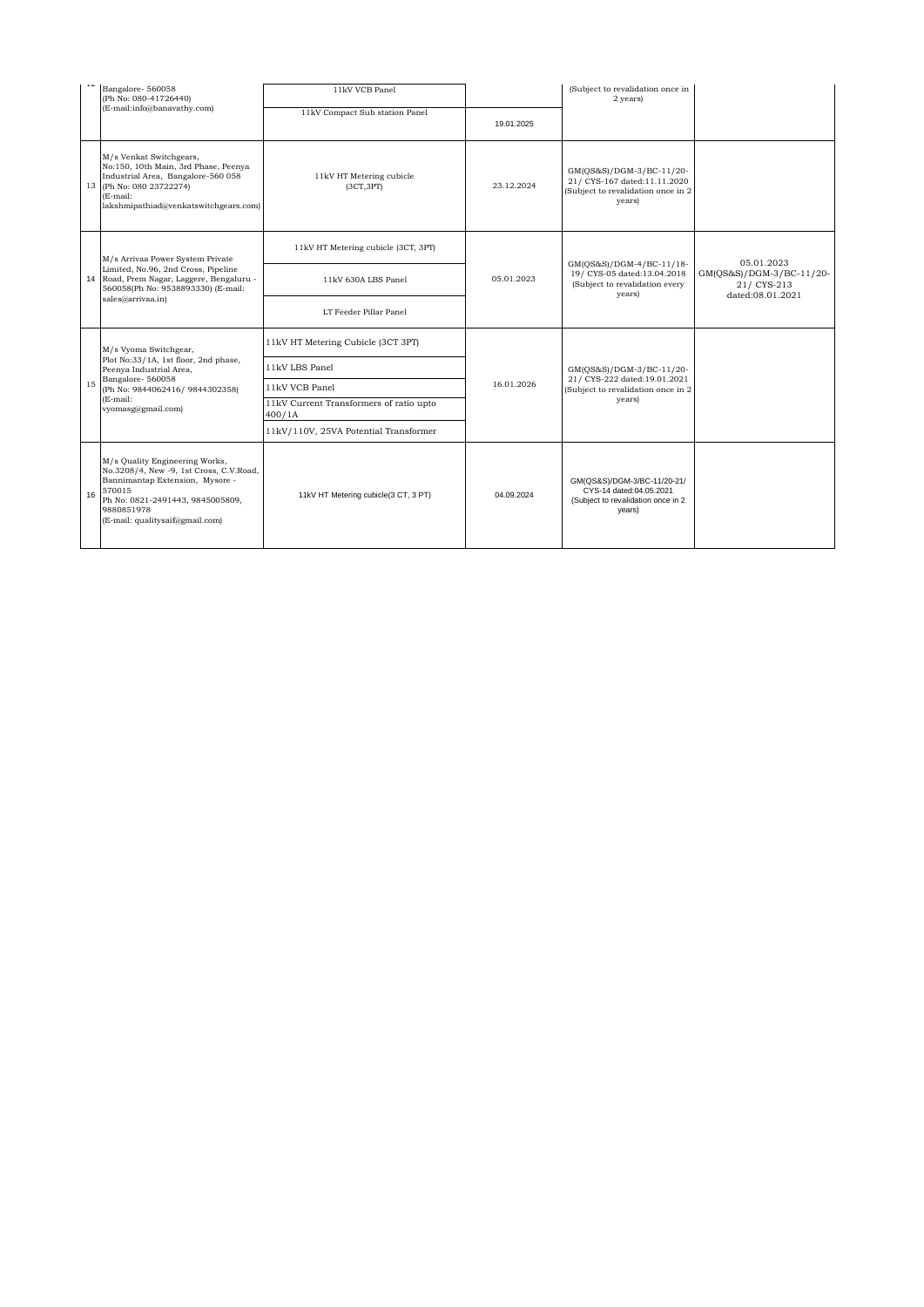| | | | | | |
|---|---|---|---|---|---|
| 12 | Bangalore- 560058<br>(Ph No: 080-41726440)<br>(E-mail:info@banavathy.com) | 11kV VCB Panel | | (Subject to revalidation once in 2 years) | |
| | | 11kV Compact Sub station Panel | 19.01.2025 | | |
| 13 | M/s Venkat Switchgears,<br>No:150, 10th Main, 3rd Phase, Peenya Industrial Area, Bangalore-560 058<br>(Ph No: 080 23722274)<br>(E-mail: lakshmipathiad@venkatswitchgears.com) | 11kV HT Metering cubicle (3CT,3PT) | 23.12.2024 | GM(QS&S)/DGM-3/BC-11/20-21/ CYS-167 dated:11.11.2020 (Subject to revalidation once in 2 years) | |
| 14 | M/s Arrivaa Power System Private Limited, No.96, 2nd Cross, Pipeline Road, Prem Nagar, Laggere, Bengaluru - 560058(Ph No: 9538893330) (E-mail: sales@arrivaa.in) | 11kV HT Metering cubicle (3CT, 3PT) | 05.01.2023 | GM(QS&S)/DGM-4/BC-11/18-19/ CYS-05 dated:13.04.2018 (Subject to revalidation every years) | 05.01.2023 GM(QS&S)/DGM-3/BC-11/20-21/ CYS-213 dated:08.01.2021 |
| | | 11kV 630A LBS Panel | | | |
| | | LT Feeder Pillar Panel | | | |
| 15 | M/s Vyoma Switchgear,<br>Plot No:33/1A, 1st floor, 2nd phase, Peenya Industrial Area,<br>Bangalore- 560058<br>(Ph No: 9844062416/ 9844302358)<br>(E-mail: vyomasg@gmail.com) | 11kV HT Metering Cubicle (3CT 3PT) | 16.01.2026 | GM(QS&S)/DGM-3/BC-11/20-21/ CYS-222 dated:19.01.2021 (Subject to revalidation once in 2 years) | |
| | | 11kV LBS Panel | | | |
| | | 11kV VCB Panel | | | |
| | | 11kV Current Transformers of ratio upto 400/1A | | | |
| | | 11kV/110V, 25VA Potential Transformer | | | |
| 16 | M/s Quality Engineering Works,<br>No.3208/4, New -9, 1st Cross, C.V.Road, Bannimantap Extension, Mysore - 570015<br>Ph No: 0821-2491443, 9845005809, 9880851978<br>(E-mail: qualitysaif@gmail.com) | 11kV HT Metering cubicle(3 CT, 3 PT) | 04.09.2024 | GM(QS&S)/DGM-3/BC-11/20-21/ CYS-14 dated:04.05.2021 (Subject to revalidation once in 2 years) | |